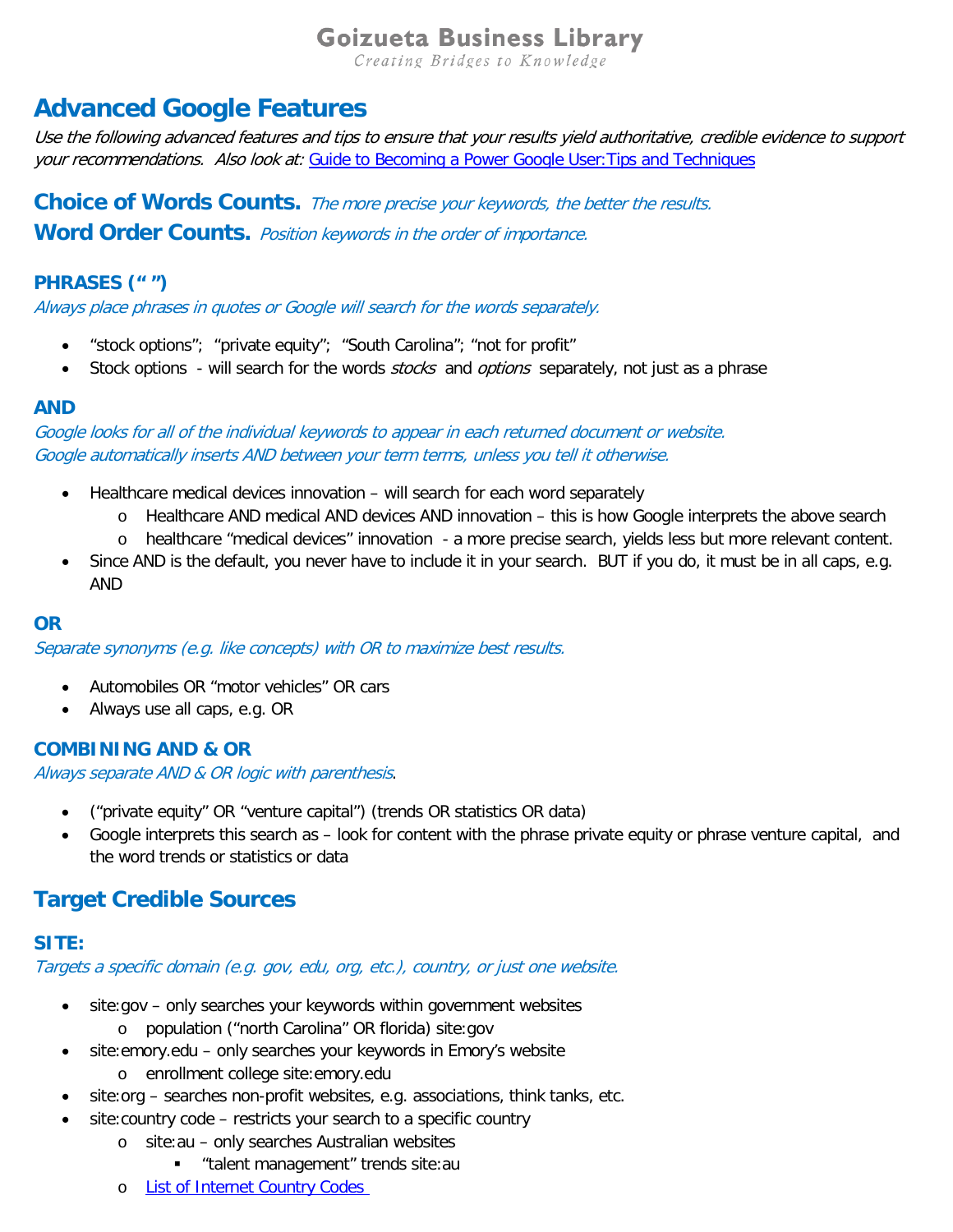Goizueta Business Library

*Creating Bridges to Knowledge*

# Advanced Google Features

*Use the following advanced features and tips to ensure that your results yield authoritative, credible evidence to support your recommendations. Also look at:* [Guide to Becoming a Power Google User:Tips and Techniques]()

## Choice of Words Counts. *The more precise your keywords, the better the results.*

## Word Order Counts. *Position keywords in the order of importance.*

### PHRASES (" ")

*Always place phrases in quotes or Google will search for the words separately.*

- "stock options"; "private equity"; "South Carolina"; "not for profit"
- Stock options - will search for the words *stocks* and *options* separately, not just as a phrase

### AND

*Google looks for all of the individual keywords to appear in each returned document or website.*
*Google automatically inserts AND between your term terms, unless you tell it otherwise.*

- Healthcare medical devices innovation – will search for each word separately
  - Healthcare AND medical AND devices AND innovation – this is how Google interprets the above search
  - healthcare "medical devices" innovation - a more precise search, yields less but more relevant content.
- Since AND is the default, you never have to include it in your search. BUT if you do, it must be in all caps, e.g. AND

### OR

*Separate synonyms (e.g. like concepts) with OR to maximize best results.*

- Automobiles OR "motor vehicles" OR cars
- Always use all caps, e.g. OR

### COMBINING AND & OR

*Always separate AND & OR logic with parenthesis*.

- ("private equity" OR "venture capital") (trends OR statistics OR data)
- Google interprets this search as – look for content with the phrase private equity or phrase venture capital, and the word trends or statistics or data

## Target Credible Sources

### SITE:

*Targets a specific domain (e.g. gov, edu, org, etc.), country, or just one website.*

- site:gov – only searches your keywords within government websites
  - population ("north Carolina" OR florida) site:gov
- site:emory.edu – only searches your keywords in Emory's website
  - enrollment college site:emory.edu
- site:org – searches non-profit websites, e.g. associations, think tanks, etc.
- site:country code – restricts your search to a specific country
  - site:au – only searches Australian websites
    - "talent management" trends site:au
  - [List of Internet Country Codes]()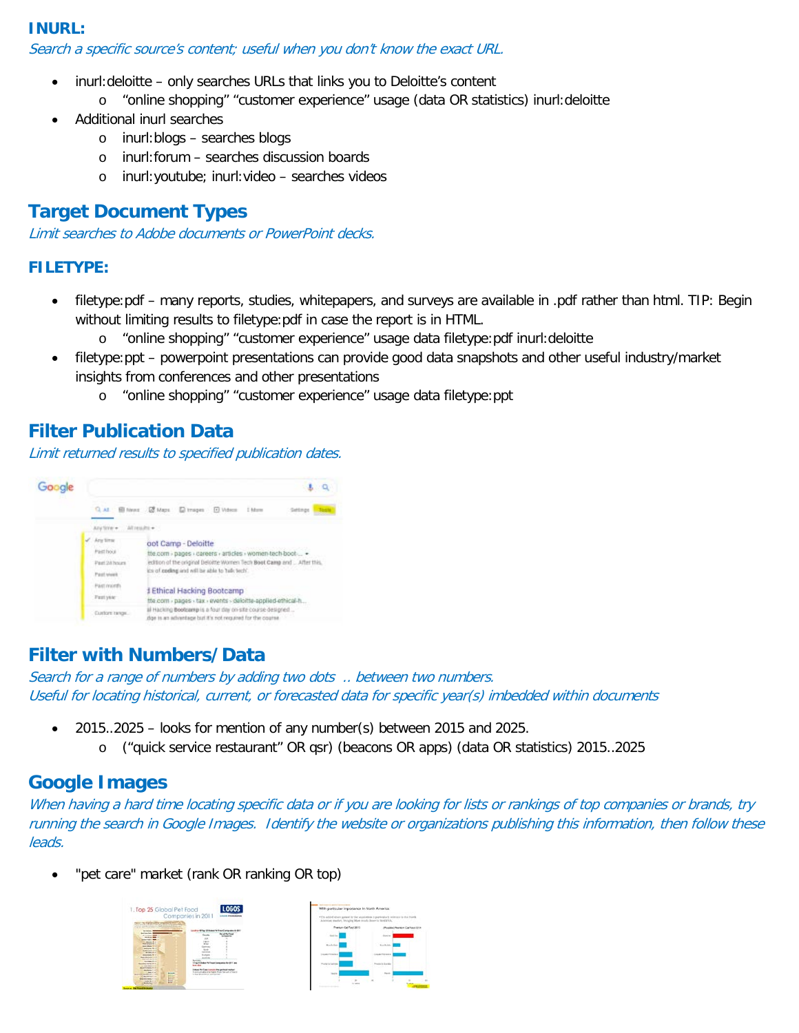### INURL:

*Search a specific source's content; useful when you don't know the exact URL.*

- inurl:deloitte – only searches URLs that links you to Deloitte's content
  - o "online shopping" "customer experience" usage (data OR statistics) inurl:deloitte
- Additional inurl searches
  - o inurl:blogs – searches blogs
  - o inurl:forum – searches discussion boards
  - o inurl:youtube; inurl:video – searches videos

## Target Document Types

*Limit searches to Adobe documents or PowerPoint decks.*

### FILETYPE:

- filetype:pdf – many reports, studies, whitepapers, and surveys are available in .pdf rather than html. TIP: Begin without limiting results to filetype:pdf in case the report is in HTML.
  - o "online shopping" "customer experience" usage data filetype:pdf inurl:deloitte
- filetype:ppt – powerpoint presentations can provide good data snapshots and other useful industry/market insights from conferences and other presentations
  - o "online shopping" "customer experience" usage data filetype:ppt

## Filter Publication Data

*Limit returned results to specified publication dates.*

## Filter with Numbers/Data

*Search for a range of numbers by adding two dots .. between two numbers.*
*Useful for locating historical, current, or forecasted data for specific year(s) imbedded within documents*

- 2015..2025 – looks for mention of any number(s) between 2015 and 2025.
  - o ("quick service restaurant" OR qsr) (beacons OR apps) (data OR statistics) 2015..2025

## Google Images

*When having a hard time locating specific data or if you are looking for lists or rankings of top companies or brands, try running the search in Google Images. Identify the website or organizations publishing this information, then follow these leads.*

- "pet care" market (rank OR ranking OR top)